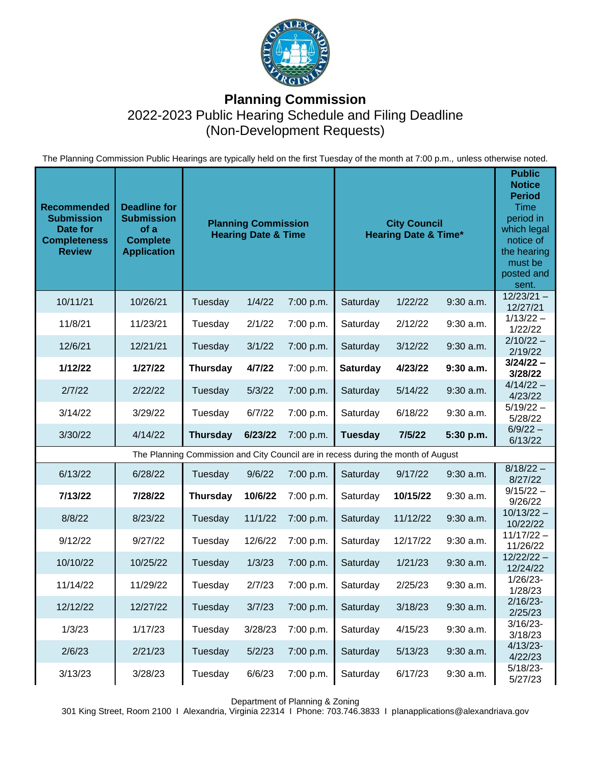# Planning Commission

## 2022-2023 Public Hearing Schedule and Filing Deadline (Non-Development Requests)

The Planning Commission Public Hearings are typically held on the first Tuesday of the month at 7:00 p.m., unless otherwise noted.

| Recommended Submission Date for Completeness Review | Deadline for Submission of a Complete Application | Planning Commission Hearing Date & Time | | | City Council Hearing Date & Time* | | | Public Notice Period Time period in which legal notice of the hearing must be posted and sent. |
|---|---|---|---|---|---|---|---|---|
| 10/11/21 | 10/26/21 | Tuesday | 1/4/22 | 7:00 p.m. | Saturday | 1/22/22 | 9:30 a.m. | 12/23/21 – 12/27/21 |
| 11/8/21 | 11/23/21 | Tuesday | 2/1/22 | 7:00 p.m. | Saturday | 2/12/22 | 9:30 a.m. | 1/13/22 – 1/22/22 |
| 12/6/21 | 12/21/21 | Tuesday | 3/1/22 | 7:00 p.m. | Saturday | 3/12/22 | 9:30 a.m. | 2/10/22 – 2/19/22 |
| **1/12/22** | **1/27/22** | **Thursday** | **4/7/22** | 7:00 p.m. | **Saturday** | **4/23/22** | **9:30 a.m.** | **3/24/22 – 3/28/22** |
| 2/7/22 | 2/22/22 | Tuesday | 5/3/22 | 7:00 p.m. | Saturday | 5/14/22 | 9:30 a.m. | 4/14/22 – 4/23/22 |
| 3/14/22 | 3/29/22 | Tuesday | 6/7/22 | 7:00 p.m. | Saturday | 6/18/22 | 9:30 a.m. | 5/19/22 – 5/28/22 |
| 3/30/22 | 4/14/22 | **Thursday** | **6/23/22** | 7:00 p.m. | **Tuesday** | **7/5/22** | **5:30 p.m.** | 6/9/22 – 6/13/22 |
| The Planning Commission and City Council are in recess during the month of August | | | | | | | | |
| 6/13/22 | 6/28/22 | Tuesday | 9/6/22 | 7:00 p.m. | Saturday | 9/17/22 | 9:30 a.m. | 8/18/22 – 8/27/22 |
| **7/13/22** | **7/28/22** | **Thursday** | **10/6/22** | 7:00 p.m. | Saturday | **10/15/22** | 9:30 a.m. | 9/15/22 – 9/26/22 |
| 8/8/22 | 8/23/22 | Tuesday | 11/1/22 | 7:00 p.m. | Saturday | 11/12/22 | 9:30 a.m. | 10/13/22 – 10/22/22 |
| 9/12/22 | 9/27/22 | Tuesday | 12/6/22 | 7:00 p.m. | Saturday | 12/17/22 | 9:30 a.m. | 11/17/22 – 11/26/22 |
| 10/10/22 | 10/25/22 | Tuesday | 1/3/23 | 7:00 p.m. | Saturday | 1/21/23 | 9:30 a.m. | 12/22/22 – 12/24/22 |
| 11/14/22 | 11/29/22 | Tuesday | 2/7/23 | 7:00 p.m. | Saturday | 2/25/23 | 9:30 a.m. | 1/26/23-1/28/23 |
| 12/12/22 | 12/27/22 | Tuesday | 3/7/23 | 7:00 p.m. | Saturday | 3/18/23 | 9:30 a.m. | 2/16/23-2/25/23 |
| 1/3/23 | 1/17/23 | Tuesday | 3/28/23 | 7:00 p.m. | Saturday | 4/15/23 | 9:30 a.m. | 3/16/23-3/18/23 |
| 2/6/23 | 2/21/23 | Tuesday | 5/2/23 | 7:00 p.m. | Saturday | 5/13/23 | 9:30 a.m. | 4/13/23-4/22/23 |
| 3/13/23 | 3/28/23 | Tuesday | 6/6/23 | 7:00 p.m. | Saturday | 6/17/23 | 9:30 a.m. | 5/18/23-5/27/23 |

Department of Planning & Zoning
301 King Street, Room 2100 I Alexandria, Virginia 22314 I Phone: 703.746.3833 I planapplications@alexandriava.gov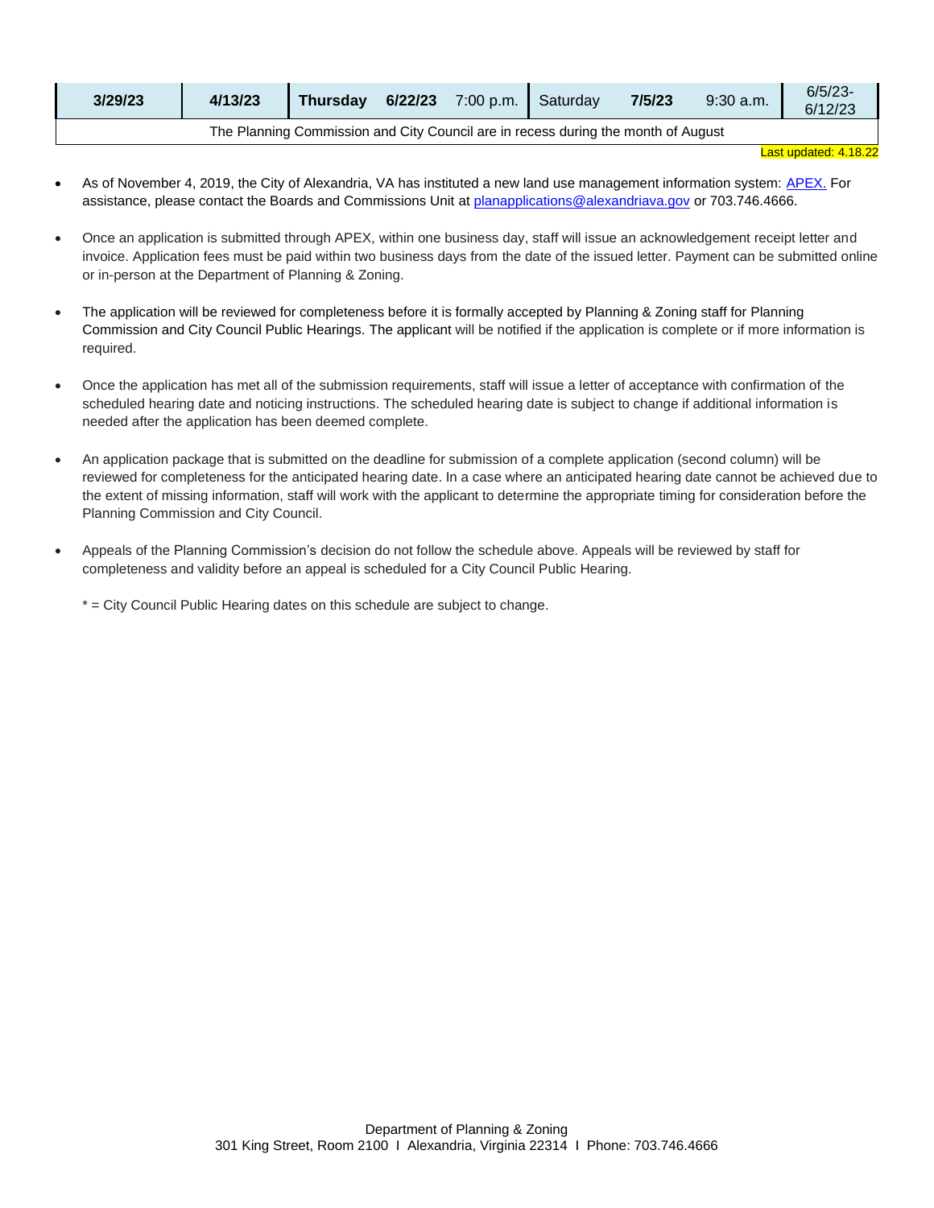| | | | | | | | | |
|---|---|---|---|---|---|---|---|---|
| **3/29/23** | **4/13/23** | **Thursday** | **6/22/23** | 7:00 p.m. | Saturday | **7/5/23** | 9:30 a.m. | 6/5/23-6/12/23 |
| The Planning Commission and City Council are in recess during the month of August | | | | | | | | |

Last updated: 4.18.22

- As of November 4, 2019, the City of Alexandria, VA has instituted a new land use management information system: APEX. For assistance, please contact the Boards and Commissions Unit at planapplications@alexandriava.gov or 703.746.4666.

- Once an application is submitted through APEX, within one business day, staff will issue an acknowledgement receipt letter and invoice. Application fees must be paid within two business days from the date of the issued letter. Payment can be submitted online or in-person at the Department of Planning & Zoning.

- The application will be reviewed for completeness before it is formally accepted by Planning & Zoning staff for Planning Commission and City Council Public Hearings. The applicant will be notified if the application is complete or if more information is required.

- Once the application has met all of the submission requirements, staff will issue a letter of acceptance with confirmation of the scheduled hearing date and noticing instructions. The scheduled hearing date is subject to change if additional information is needed after the application has been deemed complete.

- An application package that is submitted on the deadline for submission of a complete application (second column) will be reviewed for completeness for the anticipated hearing date. In a case where an anticipated hearing date cannot be achieved due to the extent of missing information, staff will work with the applicant to determine the appropriate timing for consideration before the Planning Commission and City Council.

- Appeals of the Planning Commission's decision do not follow the schedule above. Appeals will be reviewed by staff for completeness and validity before an appeal is scheduled for a City Council Public Hearing.

  * = City Council Public Hearing dates on this schedule are subject to change.

Department of Planning & Zoning
301 King Street, Room 2100 I Alexandria, Virginia 22314 I Phone: 703.746.4666